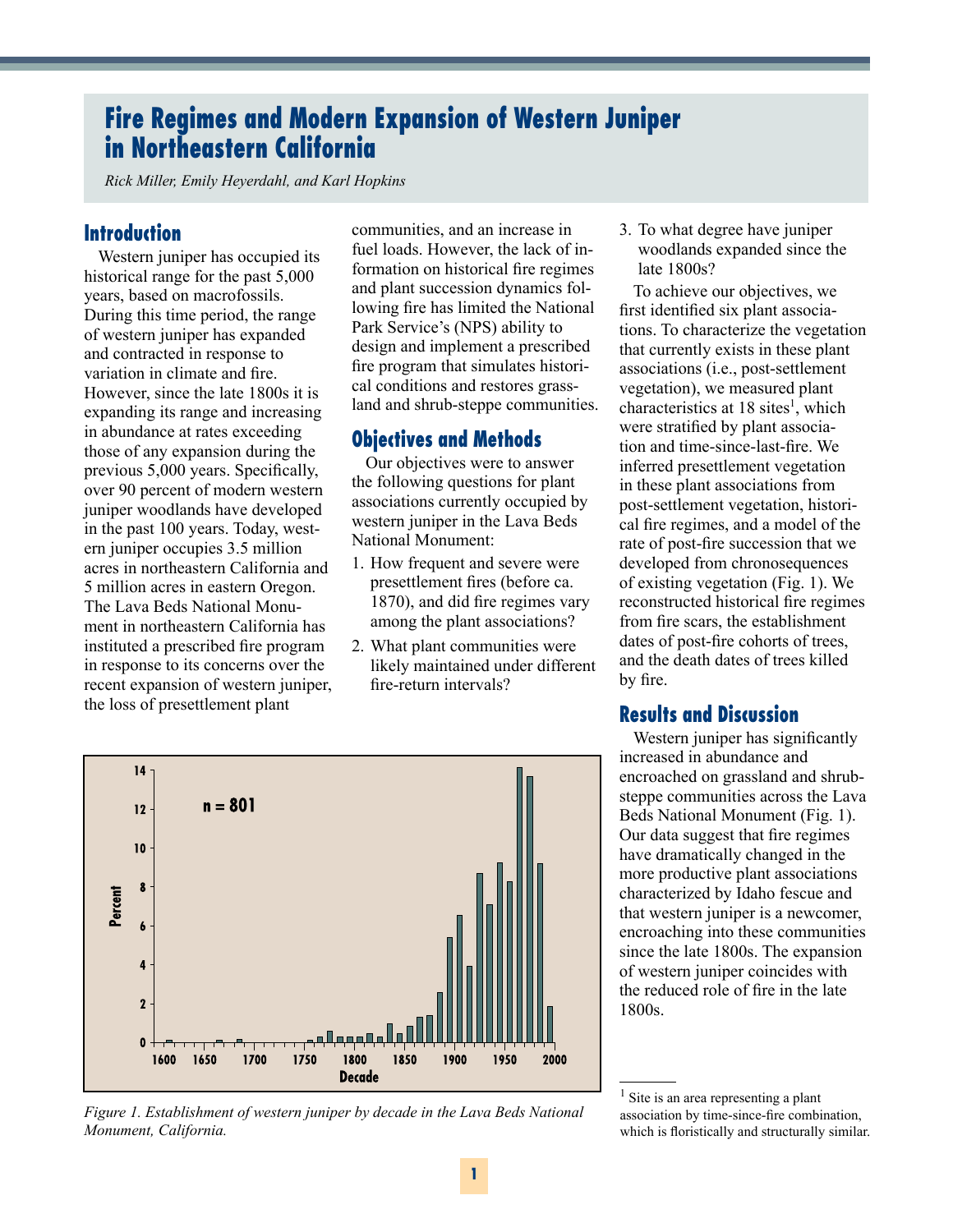# Fire Regimes and Modern Expansion of Western Juniper in Northeastern California

*Rick Miller, Emily Heyerdahl, and Karl Hopkins*

## Introduction

Western juniper has occupied its historical range for the past 5,000 years, based on macrofossils. During this time period, the range of western juniper has expanded and contracted in response to variation in climate and fire. However, since the late 1800s it is expanding its range and increasing in abundance at rates exceeding those of any expansion during the previous 5,000 years. Specifically, over 90 percent of modern western juniper woodlands have developed in the past 100 years. Today, western juniper occupies 3.5 million acres in northeastern California and 5 million acres in eastern Oregon. The Lava Beds National Monument in northeastern California has instituted a prescribed fire program in response to its concerns over the recent expansion of western juniper, the loss of presettlement plant communities, and an increase in fuel loads. However, the lack of information on historical fire regimes and plant succession dynamics following fire has limited the National Park Service's (NPS) ability to design and implement a prescribed fire program that simulates historical conditions and restores grassland and shrub-steppe communities.

## Objectives and Methods

Our objectives were to answer the following questions for plant associations currently occupied by western juniper in the Lava Beds National Monument:

1. How frequent and severe were presettlement fires (before ca. 1870), and did fire regimes vary among the plant associations?
2. What plant communities were likely maintained under different fire-return intervals?
3. To what degree have juniper woodlands expanded since the late 1800s?

To achieve our objectives, we first identified six plant associations. To characterize the vegetation that currently exists in these plant associations (i.e., post-settlement vegetation), we measured plant characteristics at 18 sites[1], which were stratified by plant association and time-since-last-fire. We inferred presettlement vegetation in these plant associations from post-settlement vegetation, historical fire regimes, and a model of the rate of post-fire succession that we developed from chronosequences of existing vegetation (Fig. 1). We reconstructed historical fire regimes from fire scars, the establishment dates of post-fire cohorts of trees, and the death dates of trees killed by fire.

## Results and Discussion

Western juniper has significantly increased in abundance and encroached on grassland and shrub-steppe communities across the Lava Beds National Monument (Fig. 1). Our data suggest that fire regimes have dramatically changed in the more productive plant associations characterized by Idaho fescue and that western juniper is a newcomer, encroaching into these communities since the late 1800s. The expansion of western juniper coincides with the reduced role of fire in the late 1800s.

*Figure 1. Establishment of western juniper by decade in the Lava Beds National Monument, California.*

[1] Site is an area representing a plant association by time-since-fire combination, which is floristically and structurally similar.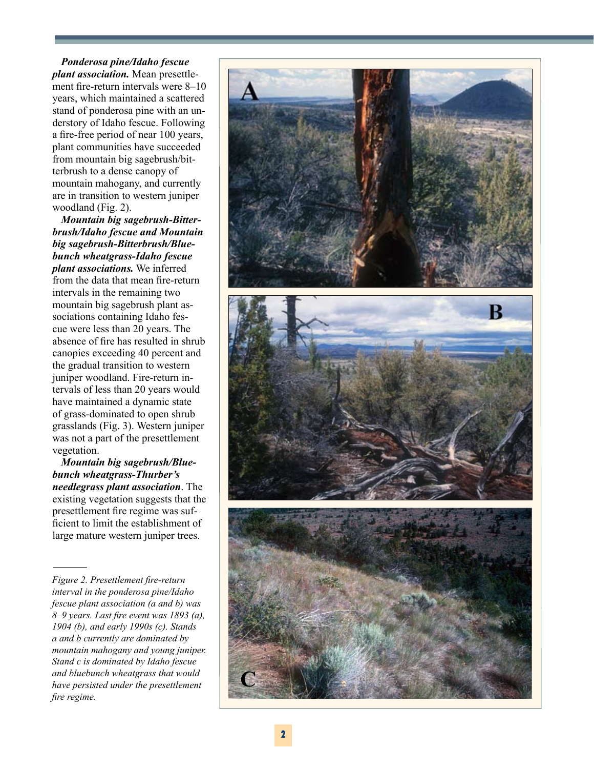***Ponderosa pine/Idaho fescue plant association.*** Mean presettlement fire-return intervals were 8–10 years, which maintained a scattered stand of ponderosa pine with an understory of Idaho fescue. Following a fire-free period of near 100 years, plant communities have succeeded from mountain big sagebrush/bitterbrush to a dense canopy of mountain mahogany, and currently are in transition to western juniper woodland (Fig. 2).

***Mountain big sagebrush-Bitterbrush/Idaho fescue and Mountain big sagebrush-Bitterbrush/Bluebunch wheatgrass-Idaho fescue plant associations.*** We inferred from the data that mean fire-return intervals in the remaining two mountain big sagebrush plant associations containing Idaho fescue were less than 20 years. The absence of fire has resulted in shrub canopies exceeding 40 percent and the gradual transition to western juniper woodland. Fire-return intervals of less than 20 years would have maintained a dynamic state of grass-dominated to open shrub grasslands (Fig. 3). Western juniper was not a part of the presettlement vegetation.

***Mountain big sagebrush/Bluebunch wheatgrass-Thurber's needlegrass plant association***. The existing vegetation suggests that the presettlement fire regime was sufficient to limit the establishment of large mature western juniper trees.

*Figure 2. Presettlement fire-return interval in the ponderosa pine/Idaho fescue plant association (a and b) was 8–9 years. Last fire event was 1893 (a), 1904 (b), and early 1990s (c). Stands a and b currently are dominated by mountain mahogany and young juniper. Stand c is dominated by Idaho fescue and bluebunch wheatgrass that would have persisted under the presettlement fire regime.*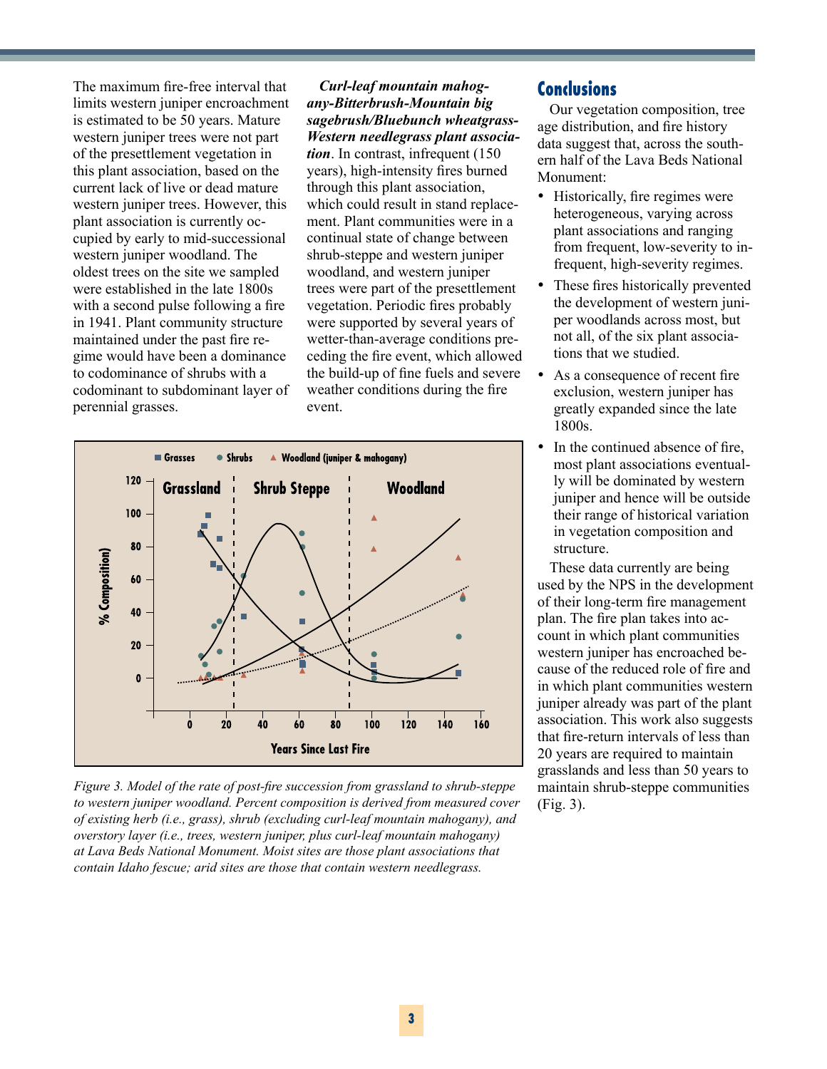The maximum fire-free interval that limits western juniper encroachment is estimated to be 50 years. Mature western juniper trees were not part of the presettlement vegetation in this plant association, based on the current lack of live or dead mature western juniper trees. However, this plant association is currently occupied by early to mid-successional western juniper woodland. The oldest trees on the site we sampled were established in the late 1800s with a second pulse following a fire in 1941. Plant community structure maintained under the past fire regime would have been a dominance to codominance of shrubs with a codominant to subdominant layer of perennial grasses.

***Curl-leaf mountain mahogany-Bitterbrush-Mountain big sagebrush/Bluebunch wheatgrass-Western needlegrass plant association***. In contrast, infrequent (150 years), high-intensity fires burned through this plant association, which could result in stand replacement. Plant communities were in a continual state of change between shrub-steppe and western juniper woodland, and western juniper trees were part of the presettlement vegetation. Periodic fires probably were supported by several years of wetter-than-average conditions preceding the fire event, which allowed the build-up of fine fuels and severe weather conditions during the fire event.

Grasses
Shrubs
Woodland (juniper & mahogany)

Grassland
Shrub Steppe
Woodland

% Composition)

120
100
80
60
40
20
0

0
20
40
60
80
100
120
140
160

Years Since Last Fire

*Figure 3. Model of the rate of post-fire succession from grassland to shrub-steppe to western juniper woodland. Percent composition is derived from measured cover of existing herb (i.e., grass), shrub (excluding curl-leaf mountain mahogany), and overstory layer (i.e., trees, western juniper, plus curl-leaf mountain mahogany) at Lava Beds National Monument. Moist sites are those plant associations that contain Idaho fescue; arid sites are those that contain western needlegrass.*

## Conclusions

Our vegetation composition, tree age distribution, and fire history data suggest that, across the southern half of the Lava Beds National Monument:

- Historically, fire regimes were heterogeneous, varying across plant associations and ranging from frequent, low-severity to infrequent, high-severity regimes.
- These fires historically prevented the development of western juniper woodlands across most, but not all, of the six plant associations that we studied.
- As a consequence of recent fire exclusion, western juniper has greatly expanded since the late 1800s.
- In the continued absence of fire, most plant associations eventually will be dominated by western juniper and hence will be outside their range of historical variation in vegetation composition and structure.

These data currently are being used by the NPS in the development of their long-term fire management plan. The fire plan takes into account in which plant communities western juniper has encroached because of the reduced role of fire and in which plant communities western juniper already was part of the plant association. This work also suggests that fire-return intervals of less than 20 years are required to maintain grasslands and less than 50 years to maintain shrub-steppe communities (Fig. 3).